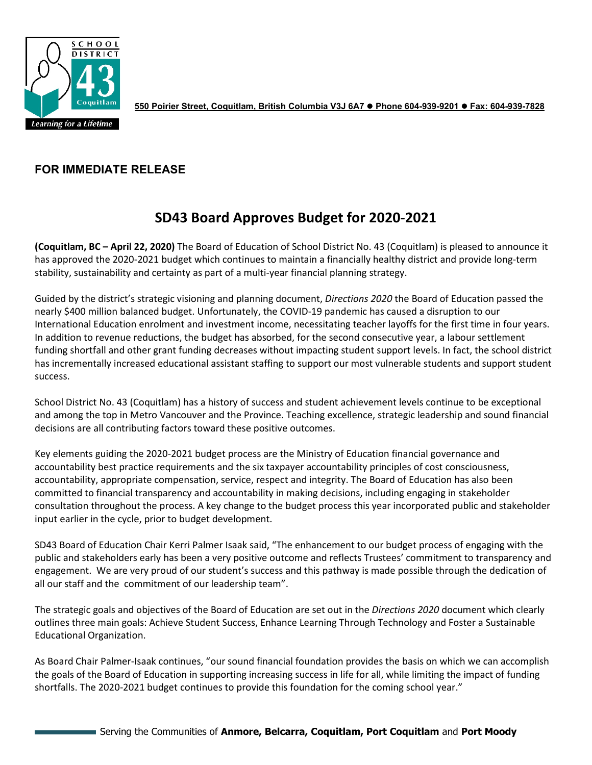550 Poirier Street, Coquitlam, British Columbia V3J 6A7 ● Phone 604-939-9201 ● Fax: 604-939-7828

**FOR IMMEDIATE RELEASE**

# SD43 Board Approves Budget for 2020-2021

**(Coquitlam, BC – April 22, 2020)** The Board of Education of School District No. 43 (Coquitlam) is pleased to announce it has approved the 2020-2021 budget which continues to maintain a financially healthy district and provide long-term stability, sustainability and certainty as part of a multi-year financial planning strategy.

Guided by the district's strategic visioning and planning document, *Directions 2020* the Board of Education passed the nearly $400 million balanced budget. Unfortunately, the COVID-19 pandemic has caused a disruption to our International Education enrolment and investment income, necessitating teacher layoffs for the first time in four years. In addition to revenue reductions, the budget has absorbed, for the second consecutive year, a labour settlement funding shortfall and other grant funding decreases without impacting student support levels. In fact, the school district has incrementally increased educational assistant staffing to support our most vulnerable students and support student success.

School District No. 43 (Coquitlam) has a history of success and student achievement levels continue to be exceptional and among the top in Metro Vancouver and the Province. Teaching excellence, strategic leadership and sound financial decisions are all contributing factors toward these positive outcomes.

Key elements guiding the 2020-2021 budget process are the Ministry of Education financial governance and accountability best practice requirements and the six taxpayer accountability principles of cost consciousness, accountability, appropriate compensation, service, respect and integrity. The Board of Education has also been committed to financial transparency and accountability in making decisions, including engaging in stakeholder consultation throughout the process. A key change to the budget process this year incorporated public and stakeholder input earlier in the cycle, prior to budget development.

SD43 Board of Education Chair Kerri Palmer Isaak said, "The enhancement to our budget process of engaging with the public and stakeholders early has been a very positive outcome and reflects Trustees' commitment to transparency and engagement. We are very proud of our student's success and this pathway is made possible through the dedication of all our staff and the commitment of our leadership team".

The strategic goals and objectives of the Board of Education are set out in the *Directions 2020* document which clearly outlines three main goals: Achieve Student Success, Enhance Learning Through Technology and Foster a Sustainable Educational Organization.

As Board Chair Palmer-Isaak continues, "our sound financial foundation provides the basis on which we can accomplish the goals of the Board of Education in supporting increasing success in life for all, while limiting the impact of funding shortfalls. The 2020-2021 budget continues to provide this foundation for the coming school year."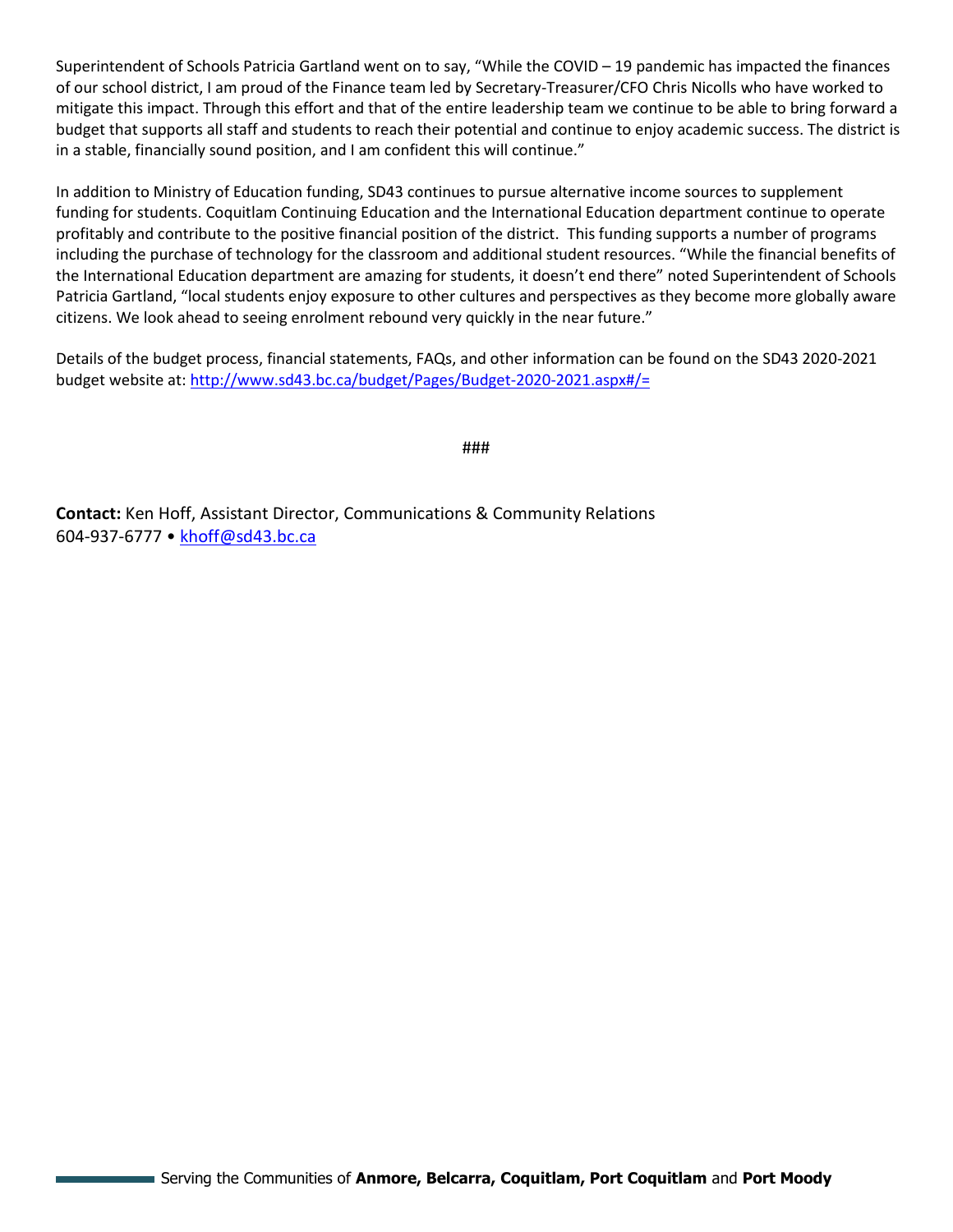Superintendent of Schools Patricia Gartland went on to say, "While the COVID – 19 pandemic has impacted the finances of our school district, I am proud of the Finance team led by Secretary-Treasurer/CFO Chris Nicolls who have worked to mitigate this impact. Through this effort and that of the entire leadership team we continue to be able to bring forward a budget that supports all staff and students to reach their potential and continue to enjoy academic success. The district is in a stable, financially sound position, and I am confident this will continue."

In addition to Ministry of Education funding, SD43 continues to pursue alternative income sources to supplement funding for students. Coquitlam Continuing Education and the International Education department continue to operate profitably and contribute to the positive financial position of the district. This funding supports a number of programs including the purchase of technology for the classroom and additional student resources. "While the financial benefits of the International Education department are amazing for students, it doesn't end there" noted Superintendent of Schools Patricia Gartland, "local students enjoy exposure to other cultures and perspectives as they become more globally aware citizens. We look ahead to seeing enrolment rebound very quickly in the near future."

Details of the budget process, financial statements, FAQs, and other information can be found on the SD43 2020-2021 budget website at: http://www.sd43.bc.ca/budget/Pages/Budget-2020-2021.aspx#/=

###

**Contact:** Ken Hoff, Assistant Director, Communications & Community Relations
604-937-6777 • khoff@sd43.bc.ca

Serving the Communities of **Anmore, Belcarra, Coquitlam, Port Coquitlam** and **Port Moody**